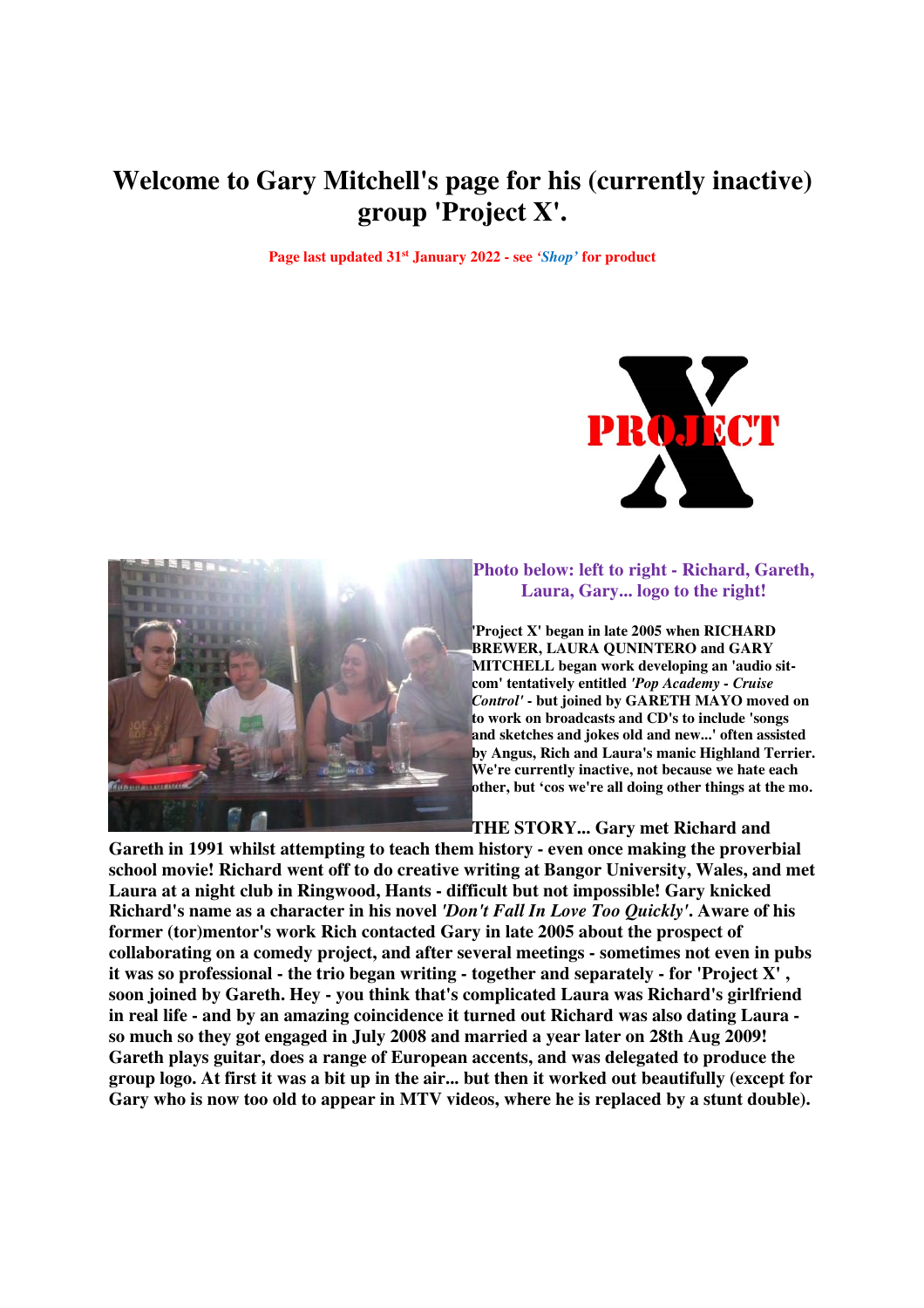# Welcome to Gary Mitchell's page for his (currently inactive) group 'Project X'.

**Page last updated 31st January 2022 - see *'Shop'* for product**

**Photo below: left to right - Richard, Gareth, Laura, Gary... logo to the right!**

**'Project X' began in late 2005 when RICHARD BREWER, LAURA QUNINTERO and GARY MITCHELL began work developing an 'audio sit-com' tentatively entitled *'Pop Academy - Cruise Control'* - but joined by GARETH MAYO moved on to work on broadcasts and CD's to include 'songs and sketches and jokes old and new...' often assisted by Angus, Rich and Laura's manic Highland Terrier. We're currently inactive, not because we hate each other, but 'cos we're all doing other things at the mo.**

**THE STORY... Gary met Richard and Gareth in 1991 whilst attempting to teach them history - even once making the proverbial school movie! Richard went off to do creative writing at Bangor University, Wales, and met Laura at a night club in Ringwood, Hants - difficult but not impossible! Gary knicked Richard's name as a character in his novel *'Don't Fall In Love Too Quickly'*. Aware of his former (tor)mentor's work Rich contacted Gary in late 2005 about the prospect of collaborating on a comedy project, and after several meetings - sometimes not even in pubs it was so professional - the trio began writing - together and separately - for 'Project X' , soon joined by Gareth. Hey - you think that's complicated Laura was Richard's girlfriend in real life - and by an amazing coincidence it turned out Richard was also dating Laura - so much so they got engaged in July 2008 and married a year later on 28th Aug 2009! Gareth plays guitar, does a range of European accents, and was delegated to produce the group logo. At first it was a bit up in the air... but then it worked out beautifully (except for Gary who is now too old to appear in MTV videos, where he is replaced by a stunt double).**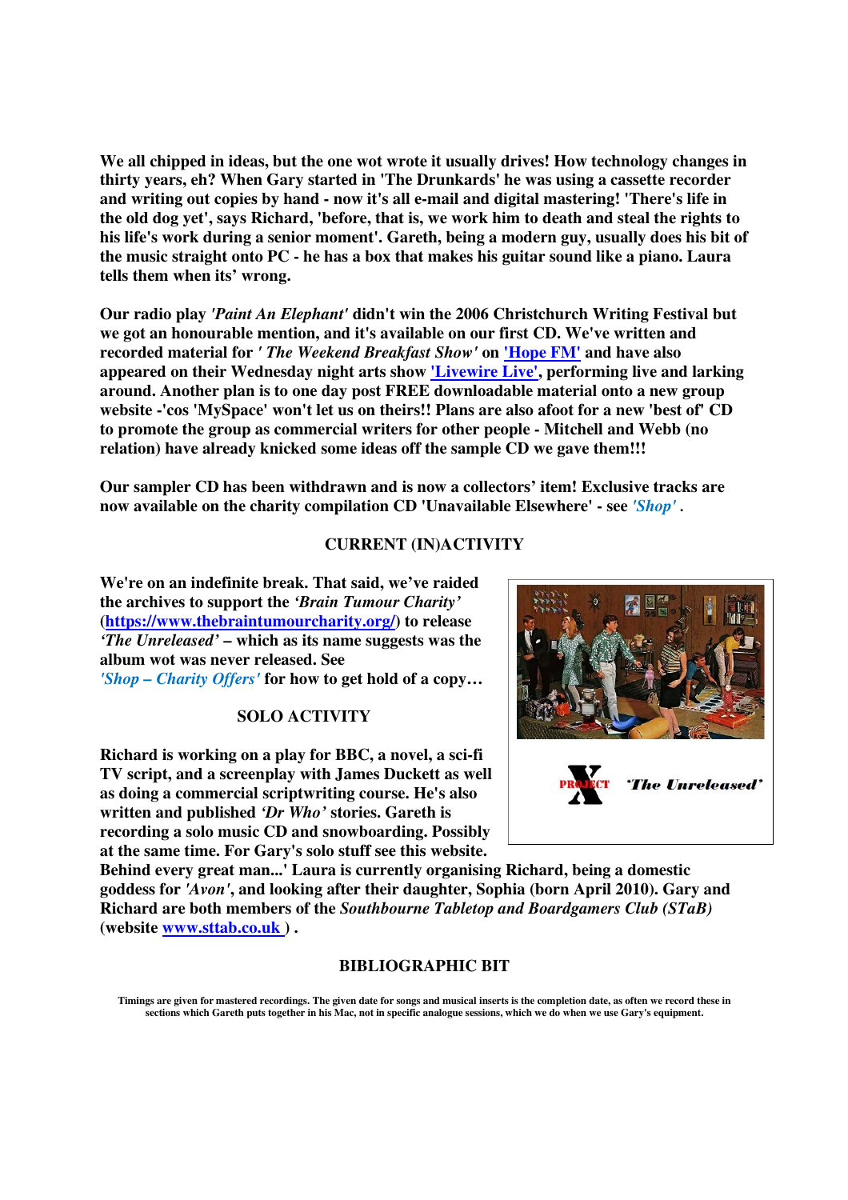**We all chipped in ideas, but the one wot wrote it usually drives! How technology changes in thirty years, eh? When Gary started in 'The Drunkards' he was using a cassette recorder and writing out copies by hand - now it's all e-mail and digital mastering! 'There's life in the old dog yet', says Richard, 'before, that is, we work him to death and steal the rights to his life's work during a senior moment'. Gareth, being a modern guy, usually does his bit of the music straight onto PC - he has a box that makes his guitar sound like a piano. Laura tells them when its' wrong.**

**Our radio play *'Paint An Elephant'* didn't win the 2006 Christchurch Writing Festival but we got an honourable mention, and it's available on our first CD. We've written and recorded material for *' The Weekend Breakfast Show'* on 'Hope FM' and have also appeared on their Wednesday night arts show 'Livewire Live', performing live and larking around. Another plan is to one day post FREE downloadable material onto a new group website -'cos 'MySpace' won't let us on theirs!! Plans are also afoot for a new 'best of' CD to promote the group as commercial writers for other people - Mitchell and Webb (no relation) have already knicked some ideas off the sample CD we gave them!!!**

**Our sampler CD has been withdrawn and is now a collectors' item! Exclusive tracks are now available on the charity compilation CD 'Unavailable Elsewhere' - see *'Shop'* .**

## CURRENT (IN)ACTIVITY

**We're on an indefinite break. That said, we've raided the archives to support the *'Brain Tumour Charity'* (https://www.thebraintumourcharity.org/) to release *'The Unreleased'* – which as its name suggests was the album wot was never released. See *'Shop – Charity Offers'* for how to get hold of a copy…**

PROJECT X *'The Unreleased'*

## SOLO ACTIVITY

**Richard is working on a play for BBC, a novel, a sci-fi TV script, and a screenplay with James Duckett as well as doing a commercial scriptwriting course. He's also written and published *'Dr Who'* stories. Gareth is recording a solo music CD and snowboarding. Possibly at the same time. For Gary's solo stuff see this website. Behind every great man...' Laura is currently organising Richard, being a domestic goddess for *'Avon'*, and looking after their daughter, Sophia (born April 2010). Gary and Richard are both members of the *Southbourne Tabletop and Boardgamers Club (STaB)* (website www.sttab.co.uk ) .**

## BIBLIOGRAPHIC BIT

**Timings are given for mastered recordings. The given date for songs and musical inserts is the completion date, as often we record these in sections which Gareth puts together in his Mac, not in specific analogue sessions, which we do when we use Gary's equipment.**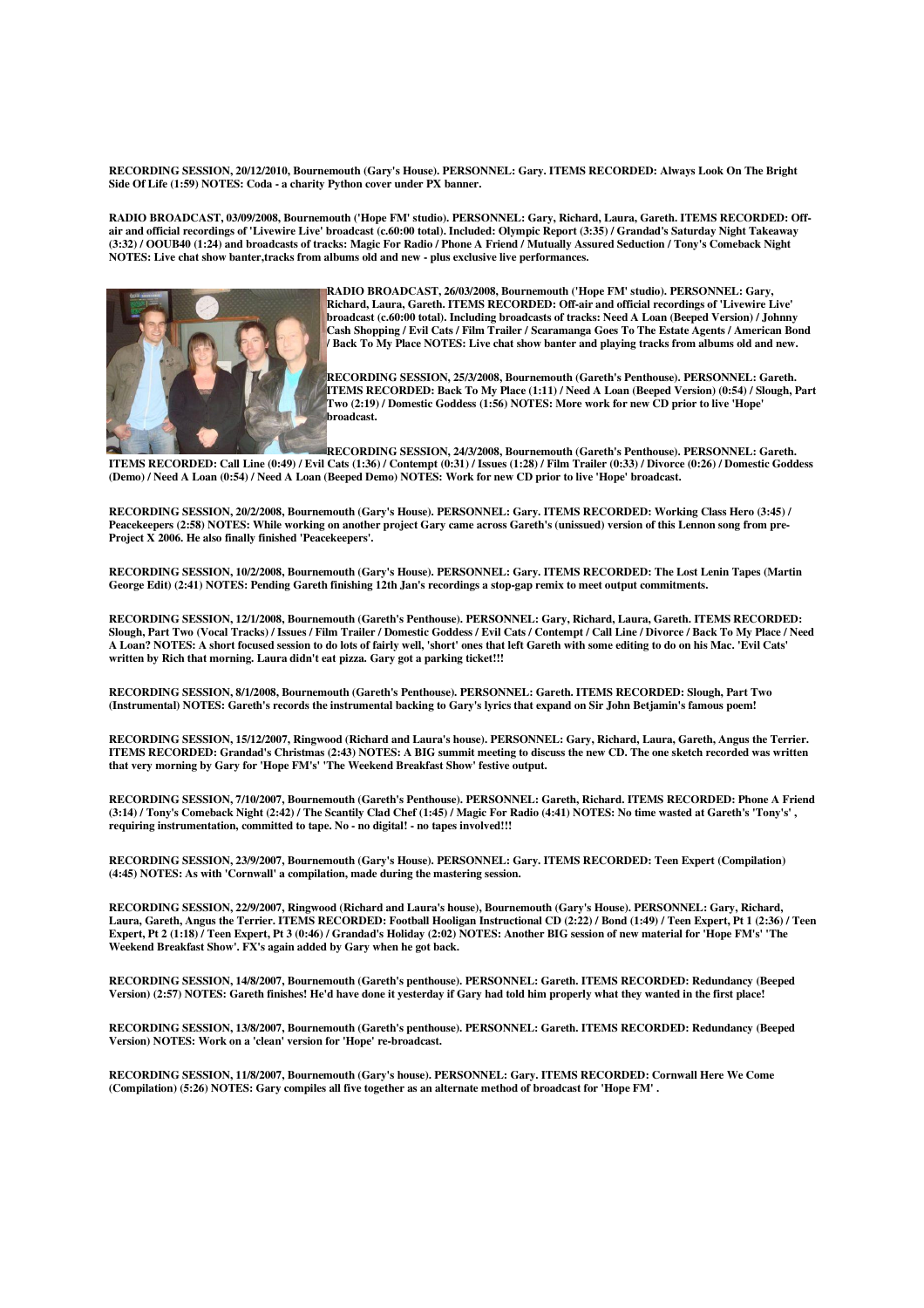**RECORDING SESSION, 20/12/2010, Bournemouth (Gary's House). PERSONNEL: Gary. ITEMS RECORDED: Always Look On The Bright Side Of Life (1:59) NOTES: Coda - a charity Python cover under PX banner.**

**RADIO BROADCAST, 03/09/2008, Bournemouth ('Hope FM' studio). PERSONNEL: Gary, Richard, Laura, Gareth. ITEMS RECORDED: Off-air and official recordings of 'Livewire Live' broadcast (c.60:00 total). Included: Olympic Report (3:35) / Grandad's Saturday Night Takeaway (3:32) / OOUB40 (1:24) and broadcasts of tracks: Magic For Radio / Phone A Friend / Mutually Assured Seduction / Tony's Comeback Night NOTES: Live chat show banter,tracks from albums old and new - plus exclusive live performances.**

**RADIO BROADCAST, 26/03/2008, Bournemouth ('Hope FM' studio). PERSONNEL: Gary, Richard, Laura, Gareth. ITEMS RECORDED: Off-air and official recordings of 'Livewire Live' broadcast (c.60:00 total). Including broadcasts of tracks: Need A Loan (Beeped Version) / Johnny Cash Shopping / Evil Cats / Film Trailer / Scaramanga Goes To The Estate Agents / American Bond / Back To My Place NOTES: Live chat show banter and playing tracks from albums old and new.**

**RECORDING SESSION, 25/3/2008, Bournemouth (Gareth's Penthouse). PERSONNEL: Gareth. ITEMS RECORDED: Back To My Place (1:11) / Need A Loan (Beeped Version) (0:54) / Slough, Part Two (2:19) / Domestic Goddess (1:56) NOTES: More work for new CD prior to live 'Hope' broadcast.**

**RECORDING SESSION, 24/3/2008, Bournemouth (Gareth's Penthouse). PERSONNEL: Gareth. ITEMS RECORDED: Call Line (0:49) / Evil Cats (1:36) / Contempt (0:31) / Issues (1:28) / Film Trailer (0:33) / Divorce (0:26) / Domestic Goddess (Demo) / Need A Loan (0:54) / Need A Loan (Beeped Demo) NOTES: Work for new CD prior to live 'Hope' broadcast.**

**RECORDING SESSION, 20/2/2008, Bournemouth (Gary's House). PERSONNEL: Gary. ITEMS RECORDED: Working Class Hero (3:45) / Peacekeepers (2:58) NOTES: While working on another project Gary came across Gareth's (unissued) version of this Lennon song from pre-Project X 2006. He also finally finished 'Peacekeepers'.**

**RECORDING SESSION, 10/2/2008, Bournemouth (Gary's House). PERSONNEL: Gary. ITEMS RECORDED: The Lost Lenin Tapes (Martin George Edit) (2:41) NOTES: Pending Gareth finishing 12th Jan's recordings a stop-gap remix to meet output commitments.**

**RECORDING SESSION, 12/1/2008, Bournemouth (Gareth's Penthouse). PERSONNEL: Gary, Richard, Laura, Gareth. ITEMS RECORDED: Slough, Part Two (Vocal Tracks) / Issues / Film Trailer / Domestic Goddess / Evil Cats / Contempt / Call Line / Divorce / Back To My Place / Need A Loan? NOTES: A short focused session to do lots of fairly well, 'short' ones that left Gareth with some editing to do on his Mac. 'Evil Cats' written by Rich that morning. Laura didn't eat pizza. Gary got a parking ticket!!!**

**RECORDING SESSION, 8/1/2008, Bournemouth (Gareth's Penthouse). PERSONNEL: Gareth. ITEMS RECORDED: Slough, Part Two (Instrumental) NOTES: Gareth's records the instrumental backing to Gary's lyrics that expand on Sir John Betjamin's famous poem!**

**RECORDING SESSION, 15/12/2007, Ringwood (Richard and Laura's house). PERSONNEL: Gary, Richard, Laura, Gareth, Angus the Terrier. ITEMS RECORDED: Grandad's Christmas (2:43) NOTES: A BIG summit meeting to discuss the new CD. The one sketch recorded was written that very morning by Gary for 'Hope FM's' 'The Weekend Breakfast Show' festive output.**

**RECORDING SESSION, 7/10/2007, Bournemouth (Gareth's Penthouse). PERSONNEL: Gareth, Richard. ITEMS RECORDED: Phone A Friend (3:14) / Tony's Comeback Night (2:42) / The Scantily Clad Chef (1:45) / Magic For Radio (4:41) NOTES: No time wasted at Gareth's 'Tony's' , requiring instrumentation, committed to tape. No - no digital! - no tapes involved!!!**

**RECORDING SESSION, 23/9/2007, Bournemouth (Gary's House). PERSONNEL: Gary. ITEMS RECORDED: Teen Expert (Compilation) (4:45) NOTES: As with 'Cornwall' a compilation, made during the mastering session.**

**RECORDING SESSION, 22/9/2007, Ringwood (Richard and Laura's house), Bournemouth (Gary's House). PERSONNEL: Gary, Richard, Laura, Gareth, Angus the Terrier. ITEMS RECORDED: Football Hooligan Instructional CD (2:22) / Bond (1:49) / Teen Expert, Pt 1 (2:36) / Teen Expert, Pt 2 (1:18) / Teen Expert, Pt 3 (0:46) / Grandad's Holiday (2:02) NOTES: Another BIG session of new material for 'Hope FM's' 'The Weekend Breakfast Show'. FX's again added by Gary when he got back.**

**RECORDING SESSION, 14/8/2007, Bournemouth (Gareth's penthouse). PERSONNEL: Gareth. ITEMS RECORDED: Redundancy (Beeped Version) (2:57) NOTES: Gareth finishes! He'd have done it yesterday if Gary had told him properly what they wanted in the first place!**

**RECORDING SESSION, 13/8/2007, Bournemouth (Gareth's penthouse). PERSONNEL: Gareth. ITEMS RECORDED: Redundancy (Beeped Version) NOTES: Work on a 'clean' version for 'Hope' re-broadcast.**

**RECORDING SESSION, 11/8/2007, Bournemouth (Gary's house). PERSONNEL: Gary. ITEMS RECORDED: Cornwall Here We Come (Compilation) (5:26) NOTES: Gary compiles all five together as an alternate method of broadcast for 'Hope FM' .**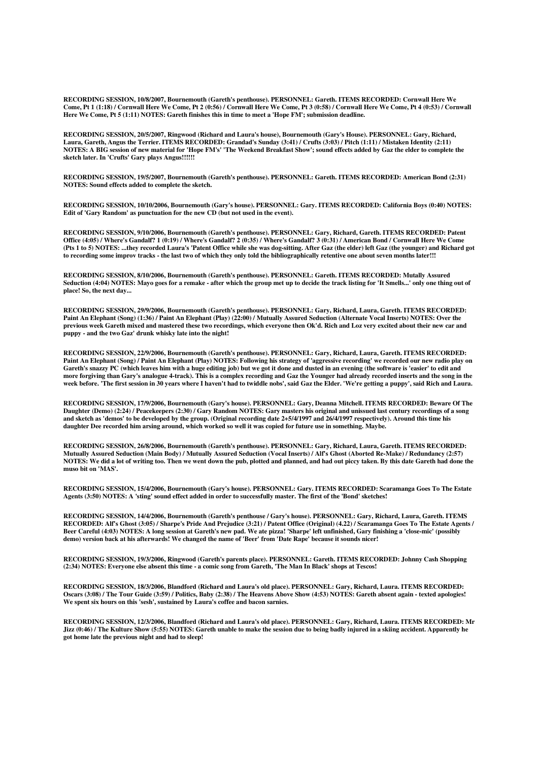**RECORDING SESSION, 10/8/2007, Bournemouth (Gareth's penthouse). PERSONNEL: Gareth. ITEMS RECORDED: Cornwall Here We Come, Pt 1 (1:18) / Cornwall Here We Come, Pt 2 (0:56) / Cornwall Here We Come, Pt 3 (0:58) / Cornwall Here We Come, Pt 4 (0:53) / Cornwall Here We Come, Pt 5 (1:11) NOTES: Gareth finishes this in time to meet a 'Hope FM'; submission deadline.**

**RECORDING SESSION, 20/5/2007, Ringwood (Richard and Laura's house), Bournemouth (Gary's House). PERSONNEL: Gary, Richard, Laura, Gareth, Angus the Terrier. ITEMS RECORDED: Grandad's Sunday (3:41) / Crufts (3:03) / Pitch (1:11) / Mistaken Identity (2:11) NOTES: A BIG session of new material for 'Hope FM's' 'The Weekend Breakfast Show'; sound effects added by Gaz the elder to complete the sketch later. In 'Crufts' Gary plays Angus!!!!!!**

**RECORDING SESSION, 19/5/2007, Bournemouth (Gareth's penthouse). PERSONNEL: Gareth. ITEMS RECORDED: American Bond (2:31) NOTES: Sound effects added to complete the sketch.**

**RECORDING SESSION, 10/10/2006, Bournemouth (Gary's house). PERSONNEL: Gary. ITEMS RECORDED: California Boys (0:40) NOTES: Edit of 'Gary Random' as punctuation for the new CD (but not used in the event).**

**RECORDING SESSION, 9/10/2006, Bournemouth (Gareth's penthouse). PERSONNEL: Gary, Richard, Gareth. ITEMS RECORDED: Patent Office (4:05) / Where's Gandalf? 1 (0:19) / Where's Gandalf? 2 (0:35) / Where's Gandalf? 3 (0:31) / American Bond / Cornwall Here We Come (Pts 1 to 5) NOTES: ...they recorded Laura's 'Patent Office while she was dog-sitting. After Gaz (the elder) left Gaz (the younger) and Richard got to recording some improv tracks - the last two of which they only told the bibliographically retentive one about seven months later!!!**

**RECORDING SESSION, 8/10/2006, Bournemouth (Gareth's penthouse). PERSONNEL: Gareth. ITEMS RECORDED: Mutually Assured Seduction (4:04) NOTES: Mayo goes for a remake - after which the group met up to decide the track listing for 'It Smells...' only one thing out of place! So, the next day...**

**RECORDING SESSION, 29/9/2006, Bournemouth (Gareth's penthouse). PERSONNEL: Gary, Richard, Laura, Gareth. ITEMS RECORDED: Paint An Elephant (Song) (1:36) / Paint An Elephant (Play) (22:00) / Mutually Assured Seduction (Alternate Vocal Inserts) NOTES: Over the previous week Gareth mixed and mastered these two recordings, which everyone then Ok'd. Rich and Loz very excited about their new car and puppy - and the two Gaz' drunk whisky late into the night!**

**RECORDING SESSION, 22/9/2006, Bournemouth (Gareth's penthouse). PERSONNEL: Gary, Richard, Laura, Gareth. ITEMS RECORDED: Paint An Elephant (Song) / Paint An Elephant (Play) NOTES: Following his strategy of 'aggressive recording' we recorded our new radio play on Gareth's snazzy PC (which leaves him with a huge editing job) but we got it done and dusted in an evening (the software is 'easier' to edit and more forgiving than Gary's analogue 4-track). This is a complex recording and Gaz the Younger had already recorded inserts and the song in the week before. 'The first session in 30 years where I haven't had to twiddle nobs', said Gaz the Elder. 'We're getting a puppy', said Rich and Laura.**

**RECORDING SESSION, 17/9/2006, Bournemouth (Gary's house). PERSONNEL: Gary, Deanna Mitchell. ITEMS RECORDED: Beware Of The Daughter (Demo) (2:24) / Peacekeepers (2:30) / Gary Random NOTES: Gary masters his original and unissued last century recordings of a song and sketch as 'demos' to be developed by the group. (Original recording date 2+5/4/1997 and 26/4/1997 respectively). Around this time his daughter Dee recorded him arsing around, which worked so well it was copied for future use in something. Maybe.**

**RECORDING SESSION, 26/8/2006, Bournemouth (Gareth's penthouse). PERSONNEL: Gary, Richard, Laura, Gareth. ITEMS RECORDED: Mutually Assured Seduction (Main Body) / Mutually Assured Seduction (Vocal Inserts) / Alf's Ghost (Aborted Re-Make) / Redundancy (2:57) NOTES: We did a lot of writing too. Then we went down the pub, plotted and planned, and had out piccy taken. By this date Gareth had done the muso bit on 'MAS'.**

**RECORDING SESSION, 15/4/2006, Bournemouth (Gary's house). PERSONNEL: Gary. ITEMS RECORDED: Scaramanga Goes To The Estate Agents (3:50) NOTES: A 'sting' sound effect added in order to successfully master. The first of the 'Bond' sketches!**

**RECORDING SESSION, 14/4/2006, Bournemouth (Gareth's penthouse / Gary's house). PERSONNEL: Gary, Richard, Laura, Gareth. ITEMS RECORDED: Alf's Ghost (3:05) / Sharpe's Pride And Prejudice (3:21) / Patent Office (Original) (4.22) / Scaramanga Goes To The Estate Agents / Beer Careful (4:03) NOTES: A long session at Gareth's new pad. We ate pizza! 'Sharpe' left unfinished, Gary finishing a 'close-mic' (possibly demo) version back at his afterwards! We changed the name of 'Beer' from 'Date Rape' because it sounds nicer!**

**RECORDING SESSION, 19/3/2006, Ringwood (Gareth's parents place). PERSONNEL: Gareth. ITEMS RECORDED: Johnny Cash Shopping (2:34) NOTES: Everyone else absent this time - a comic song from Gareth, 'The Man In Black' shops at Tescos!**

**RECORDING SESSION, 18/3/2006, Blandford (Richard and Laura's old place). PERSONNEL: Gary, Richard, Laura. ITEMS RECORDED: Oscars (3:08) / The Tour Guide (3:59) / Politics, Baby (2:38) / The Heavens Above Show (4:53) NOTES: Gareth absent again - texted apologies! We spent six hours on this 'sesh', sustained by Laura's coffee and bacon sarnies.**

**RECORDING SESSION, 12/3/2006, Blandford (Richard and Laura's old place). PERSONNEL: Gary, Richard, Laura. ITEMS RECORDED: Mr Jizz (0:46) / The Kulture Show (5:55) NOTES: Gareth unable to make the session due to being badly injured in a skiing accident. Apparently he got home late the previous night and had to sleep!**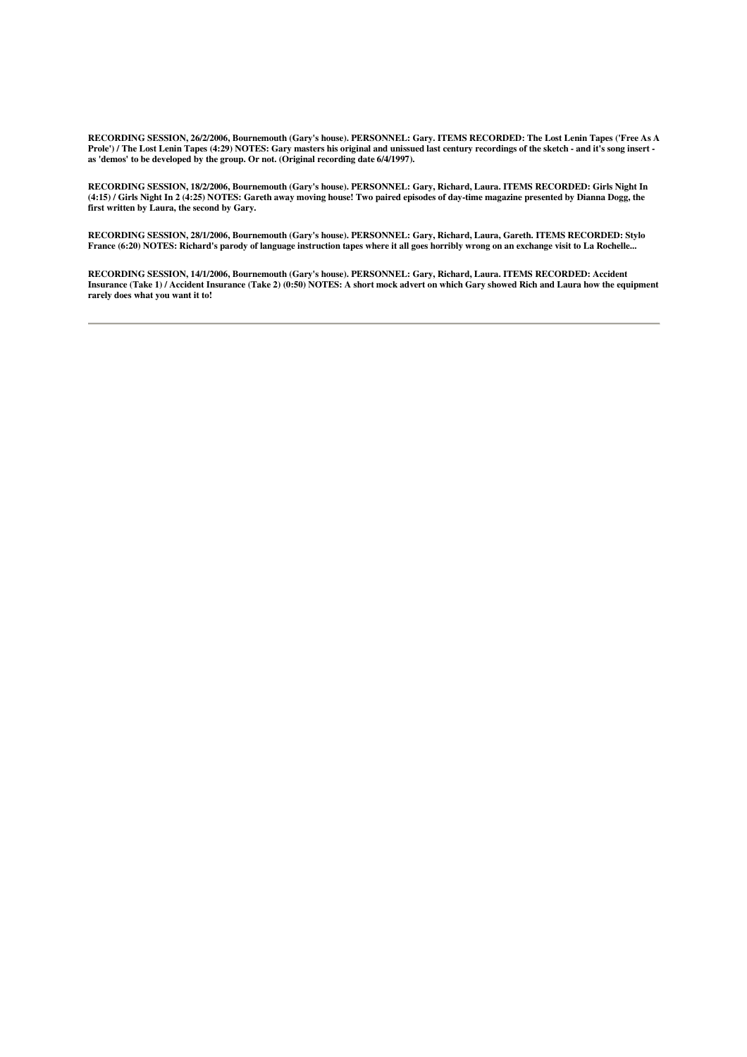**RECORDING SESSION, 26/2/2006, Bournemouth (Gary's house). PERSONNEL: Gary. ITEMS RECORDED: The Lost Lenin Tapes ('Free As A Prole') / The Lost Lenin Tapes (4:29) NOTES: Gary masters his original and unissued last century recordings of the sketch - and it's song insert - as 'demos' to be developed by the group. Or not. (Original recording date 6/4/1997).**

**RECORDING SESSION, 18/2/2006, Bournemouth (Gary's house). PERSONNEL: Gary, Richard, Laura. ITEMS RECORDED: Girls Night In (4:15) / Girls Night In 2 (4:25) NOTES: Gareth away moving house! Two paired episodes of day-time magazine presented by Dianna Dogg, the first written by Laura, the second by Gary.**

**RECORDING SESSION, 28/1/2006, Bournemouth (Gary's house). PERSONNEL: Gary, Richard, Laura, Gareth. ITEMS RECORDED: Stylo France (6:20) NOTES: Richard's parody of language instruction tapes where it all goes horribly wrong on an exchange visit to La Rochelle...**

**RECORDING SESSION, 14/1/2006, Bournemouth (Gary's house). PERSONNEL: Gary, Richard, Laura. ITEMS RECORDED: Accident Insurance (Take 1) / Accident Insurance (Take 2) (0:50) NOTES: A short mock advert on which Gary showed Rich and Laura how the equipment rarely does what you want it to!**

---